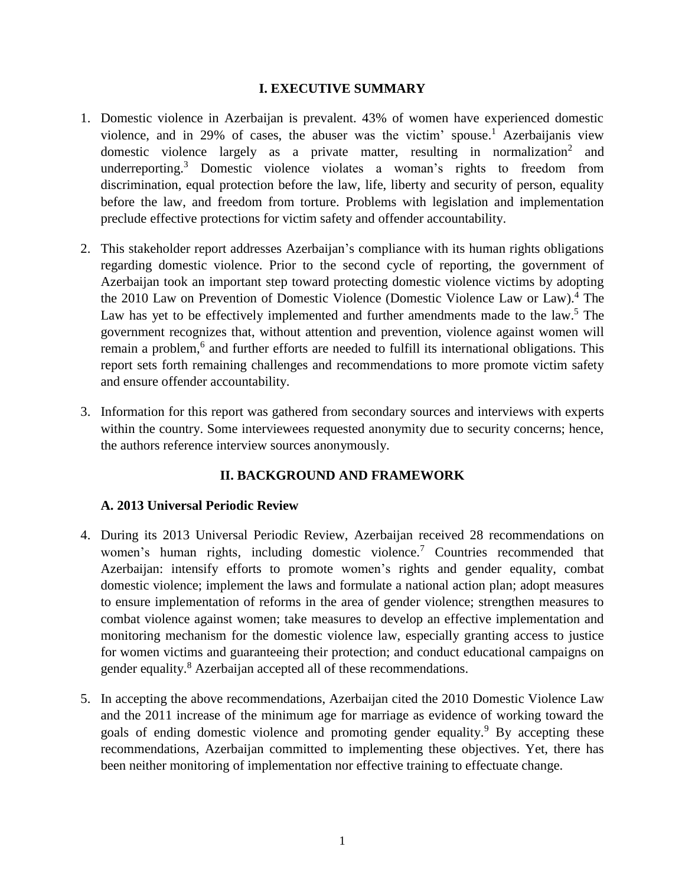## I. EXECUTIVE SUMMARY

1. Domestic violence in Azerbaijan is prevalent. 43% of women have experienced domestic violence, and in 29% of cases, the abuser was the victim' spouse.[1] Azerbaijanis view domestic violence largely as a private matter, resulting in normalization[2] and underreporting.[3] Domestic violence violates a woman's rights to freedom from discrimination, equal protection before the law, life, liberty and security of person, equality before the law, and freedom from torture. Problems with legislation and implementation preclude effective protections for victim safety and offender accountability.

2. This stakeholder report addresses Azerbaijan's compliance with its human rights obligations regarding domestic violence. Prior to the second cycle of reporting, the government of Azerbaijan took an important step toward protecting domestic violence victims by adopting the 2010 Law on Prevention of Domestic Violence (Domestic Violence Law or Law).[4] The Law has yet to be effectively implemented and further amendments made to the law.[5] The government recognizes that, without attention and prevention, violence against women will remain a problem,[6] and further efforts are needed to fulfill its international obligations. This report sets forth remaining challenges and recommendations to more promote victim safety and ensure offender accountability.

3. Information for this report was gathered from secondary sources and interviews with experts within the country. Some interviewees requested anonymity due to security concerns; hence, the authors reference interview sources anonymously.

## II. BACKGROUND AND FRAMEWORK

### A. 2013 Universal Periodic Review

4. During its 2013 Universal Periodic Review, Azerbaijan received 28 recommendations on women's human rights, including domestic violence.[7] Countries recommended that Azerbaijan: intensify efforts to promote women's rights and gender equality, combat domestic violence; implement the laws and formulate a national action plan; adopt measures to ensure implementation of reforms in the area of gender violence; strengthen measures to combat violence against women; take measures to develop an effective implementation and monitoring mechanism for the domestic violence law, especially granting access to justice for women victims and guaranteeing their protection; and conduct educational campaigns on gender equality.[8] Azerbaijan accepted all of these recommendations.

5. In accepting the above recommendations, Azerbaijan cited the 2010 Domestic Violence Law and the 2011 increase of the minimum age for marriage as evidence of working toward the goals of ending domestic violence and promoting gender equality.[9] By accepting these recommendations, Azerbaijan committed to implementing these objectives. Yet, there has been neither monitoring of implementation nor effective training to effectuate change.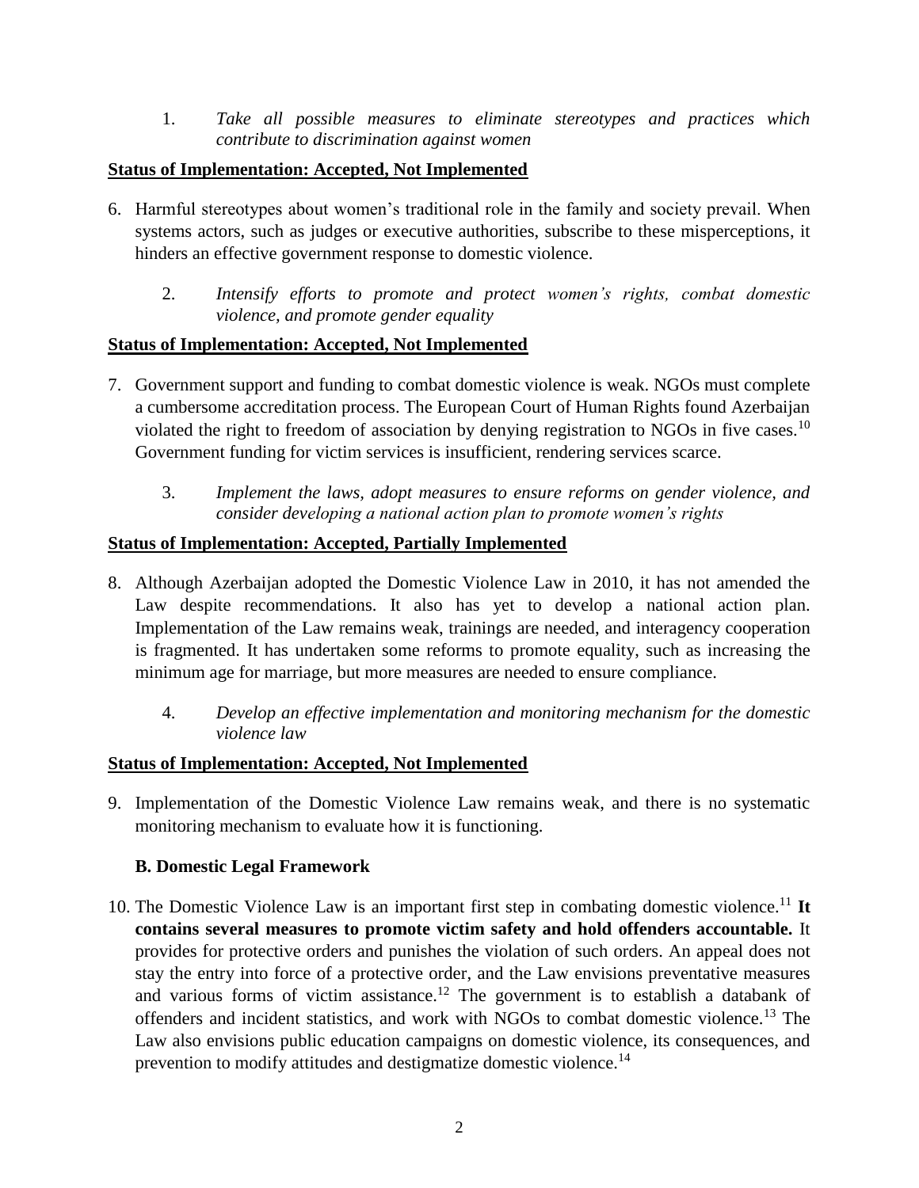1. *Take all possible measures to eliminate stereotypes and practices which contribute to discrimination against women*

**<u>Status of Implementation: Accepted, Not Implemented</u>**

6. Harmful stereotypes about women's traditional role in the family and society prevail. When systems actors, such as judges or executive authorities, subscribe to these misperceptions, it hinders an effective government response to domestic violence.

2. *Intensify efforts to promote and protect women's rights, combat domestic violence, and promote gender equality*

**<u>Status of Implementation: Accepted, Not Implemented</u>**

7. Government support and funding to combat domestic violence is weak. NGOs must complete a cumbersome accreditation process. The European Court of Human Rights found Azerbaijan violated the right to freedom of association by denying registration to NGOs in five cases.[10] Government funding for victim services is insufficient, rendering services scarce.

3. *Implement the laws, adopt measures to ensure reforms on gender violence, and consider developing a national action plan to promote women's rights*

**<u>Status of Implementation: Accepted, Partially Implemented</u>**

8. Although Azerbaijan adopted the Domestic Violence Law in 2010, it has not amended the Law despite recommendations. It also has yet to develop a national action plan. Implementation of the Law remains weak, trainings are needed, and interagency cooperation is fragmented. It has undertaken some reforms to promote equality, such as increasing the minimum age for marriage, but more measures are needed to ensure compliance.

4. *Develop an effective implementation and monitoring mechanism for the domestic violence law*

**<u>Status of Implementation: Accepted, Not Implemented</u>**

9. Implementation of the Domestic Violence Law remains weak, and there is no systematic monitoring mechanism to evaluate how it is functioning.

### B. Domestic Legal Framework

10. The Domestic Violence Law is an important first step in combating domestic violence.[11] **It contains several measures to promote victim safety and hold offenders accountable.** It provides for protective orders and punishes the violation of such orders. An appeal does not stay the entry into force of a protective order, and the Law envisions preventative measures and various forms of victim assistance.[12] The government is to establish a databank of offenders and incident statistics, and work with NGOs to combat domestic violence.[13] The Law also envisions public education campaigns on domestic violence, its consequences, and prevention to modify attitudes and destigmatize domestic violence.[14]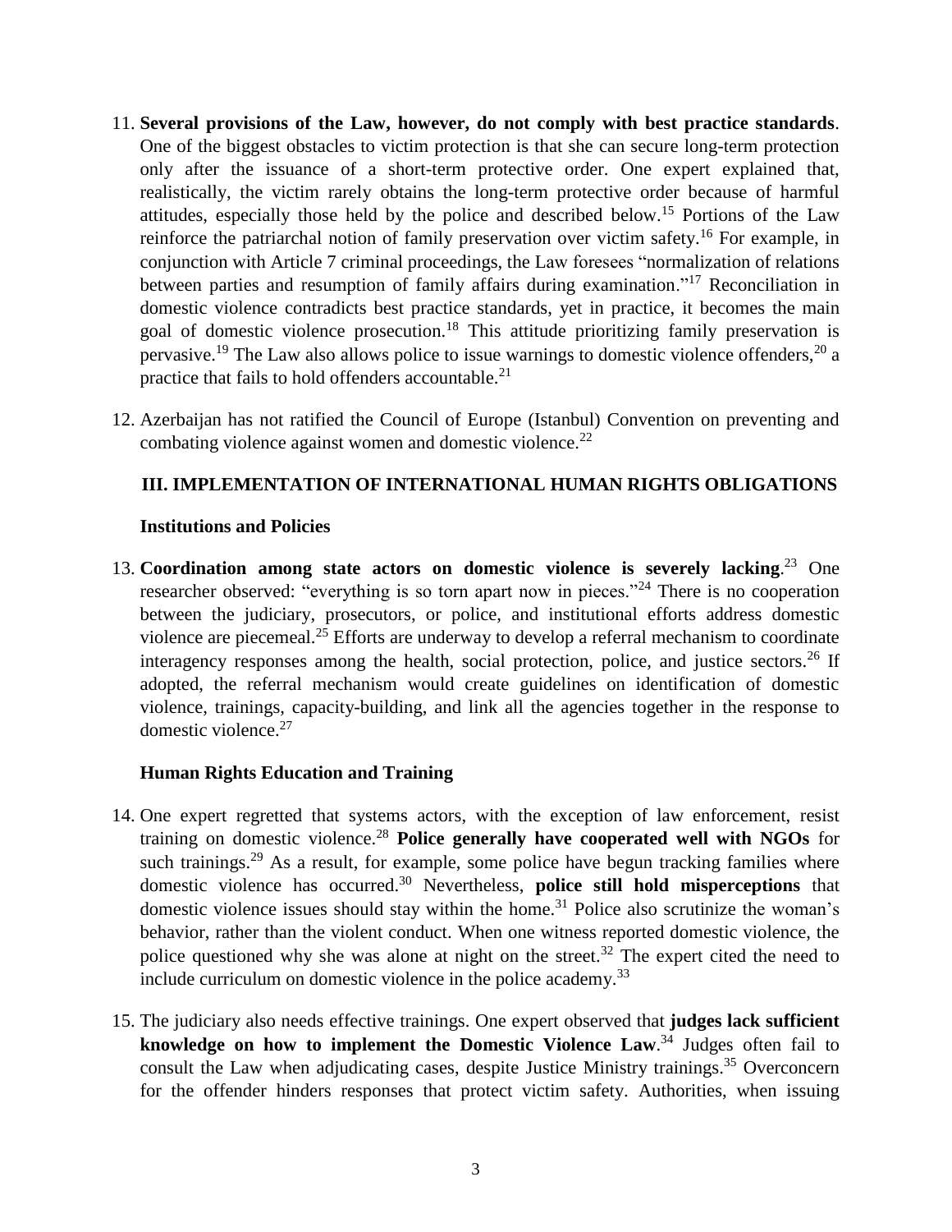11. **Several provisions of the Law, however, do not comply with best practice standards**. One of the biggest obstacles to victim protection is that she can secure long-term protection only after the issuance of a short-term protective order. One expert explained that, realistically, the victim rarely obtains the long-term protective order because of harmful attitudes, especially those held by the police and described below.[15] Portions of the Law reinforce the patriarchal notion of family preservation over victim safety.[16] For example, in conjunction with Article 7 criminal proceedings, the Law foresees "normalization of relations between parties and resumption of family affairs during examination."[17] Reconciliation in domestic violence contradicts best practice standards, yet in practice, it becomes the main goal of domestic violence prosecution.[18] This attitude prioritizing family preservation is pervasive.[19] The Law also allows police to issue warnings to domestic violence offenders,[20] a practice that fails to hold offenders accountable.[21]

12. Azerbaijan has not ratified the Council of Europe (Istanbul) Convention on preventing and combating violence against women and domestic violence.[22]

## III. IMPLEMENTATION OF INTERNATIONAL HUMAN RIGHTS OBLIGATIONS

### Institutions and Policies

13. **Coordination among state actors on domestic violence is severely lacking**.[23] One researcher observed: "everything is so torn apart now in pieces."[24] There is no cooperation between the judiciary, prosecutors, or police, and institutional efforts address domestic violence are piecemeal.[25] Efforts are underway to develop a referral mechanism to coordinate interagency responses among the health, social protection, police, and justice sectors.[26] If adopted, the referral mechanism would create guidelines on identification of domestic violence, trainings, capacity-building, and link all the agencies together in the response to domestic violence.[27]

### Human Rights Education and Training

14. One expert regretted that systems actors, with the exception of law enforcement, resist training on domestic violence.[28] **Police generally have cooperated well with NGOs** for such trainings.[29] As a result, for example, some police have begun tracking families where domestic violence has occurred.[30] Nevertheless, **police still hold misperceptions** that domestic violence issues should stay within the home.[31] Police also scrutinize the woman's behavior, rather than the violent conduct. When one witness reported domestic violence, the police questioned why she was alone at night on the street.[32] The expert cited the need to include curriculum on domestic violence in the police academy.[33]

15. The judiciary also needs effective trainings. One expert observed that **judges lack sufficient knowledge on how to implement the Domestic Violence Law**.[34] Judges often fail to consult the Law when adjudicating cases, despite Justice Ministry trainings.[35] Overconcern for the offender hinders responses that protect victim safety. Authorities, when issuing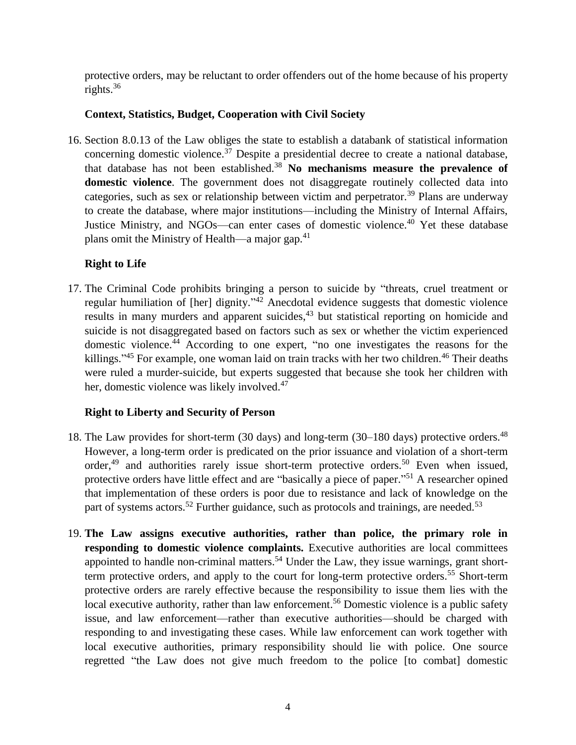protective orders, may be reluctant to order offenders out of the home because of his property rights.[36]

**Context, Statistics, Budget, Cooperation with Civil Society**

16. Section 8.0.13 of the Law obliges the state to establish a databank of statistical information concerning domestic violence.[37] Despite a presidential decree to create a national database, that database has not been established.[38] **No mechanisms measure the prevalence of domestic violence**. The government does not disaggregate routinely collected data into categories, such as sex or relationship between victim and perpetrator.[39] Plans are underway to create the database, where major institutions—including the Ministry of Internal Affairs, Justice Ministry, and NGOs—can enter cases of domestic violence.[40] Yet these database plans omit the Ministry of Health—a major gap.[41]

**Right to Life**

17. The Criminal Code prohibits bringing a person to suicide by "threats, cruel treatment or regular humiliation of [her] dignity."[42] Anecdotal evidence suggests that domestic violence results in many murders and apparent suicides,[43] but statistical reporting on homicide and suicide is not disaggregated based on factors such as sex or whether the victim experienced domestic violence.[44] According to one expert, "no one investigates the reasons for the killings."[45] For example, one woman laid on train tracks with her two children.[46] Their deaths were ruled a murder-suicide, but experts suggested that because she took her children with her, domestic violence was likely involved.[47]

**Right to Liberty and Security of Person**

18. The Law provides for short-term (30 days) and long-term (30–180 days) protective orders.[48] However, a long-term order is predicated on the prior issuance and violation of a short-term order,[49] and authorities rarely issue short-term protective orders.[50] Even when issued, protective orders have little effect and are "basically a piece of paper."[51] A researcher opined that implementation of these orders is poor due to resistance and lack of knowledge on the part of systems actors.[52] Further guidance, such as protocols and trainings, are needed.[53]

19. **The Law assigns executive authorities, rather than police, the primary role in responding to domestic violence complaints.** Executive authorities are local committees appointed to handle non-criminal matters.[54] Under the Law, they issue warnings, grant short-term protective orders, and apply to the court for long-term protective orders.[55] Short-term protective orders are rarely effective because the responsibility to issue them lies with the local executive authority, rather than law enforcement.[56] Domestic violence is a public safety issue, and law enforcement—rather than executive authorities—should be charged with responding to and investigating these cases. While law enforcement can work together with local executive authorities, primary responsibility should lie with police. One source regretted "the Law does not give much freedom to the police [to combat] domestic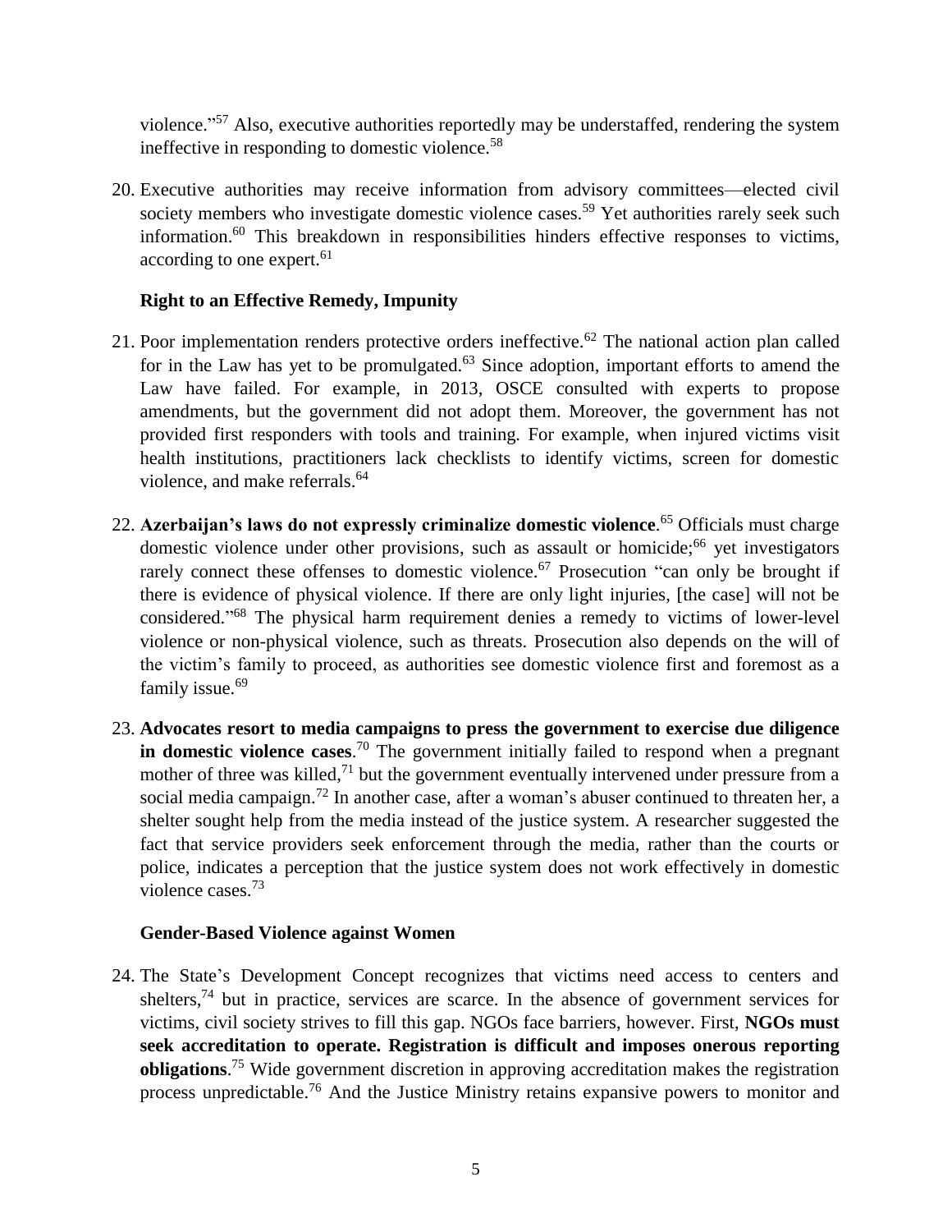violence."[57] Also, executive authorities reportedly may be understaffed, rendering the system ineffective in responding to domestic violence.[58]

20. Executive authorities may receive information from advisory committees—elected civil society members who investigate domestic violence cases.[59] Yet authorities rarely seek such information.[60] This breakdown in responsibilities hinders effective responses to victims, according to one expert.[61]

**Right to an Effective Remedy, Impunity**

21. Poor implementation renders protective orders ineffective.[62] The national action plan called for in the Law has yet to be promulgated.[63] Since adoption, important efforts to amend the Law have failed. For example, in 2013, OSCE consulted with experts to propose amendments, but the government did not adopt them. Moreover, the government has not provided first responders with tools and training. For example, when injured victims visit health institutions, practitioners lack checklists to identify victims, screen for domestic violence, and make referrals.[64]

22. **Azerbaijan's laws do not expressly criminalize domestic violence**.[65] Officials must charge domestic violence under other provisions, such as assault or homicide;[66] yet investigators rarely connect these offenses to domestic violence.[67] Prosecution "can only be brought if there is evidence of physical violence. If there are only light injuries, [the case] will not be considered."[68] The physical harm requirement denies a remedy to victims of lower-level violence or non-physical violence, such as threats. Prosecution also depends on the will of the victim's family to proceed, as authorities see domestic violence first and foremost as a family issue.[69]

23. **Advocates resort to media campaigns to press the government to exercise due diligence in domestic violence cases**.[70] The government initially failed to respond when a pregnant mother of three was killed,[71] but the government eventually intervened under pressure from a social media campaign.[72] In another case, after a woman's abuser continued to threaten her, a shelter sought help from the media instead of the justice system. A researcher suggested the fact that service providers seek enforcement through the media, rather than the courts or police, indicates a perception that the justice system does not work effectively in domestic violence cases.[73]

**Gender-Based Violence against Women**

24. The State's Development Concept recognizes that victims need access to centers and shelters,[74] but in practice, services are scarce. In the absence of government services for victims, civil society strives to fill this gap. NGOs face barriers, however. First, **NGOs must seek accreditation to operate. Registration is difficult and imposes onerous reporting obligations**.[75] Wide government discretion in approving accreditation makes the registration process unpredictable.[76] And the Justice Ministry retains expansive powers to monitor and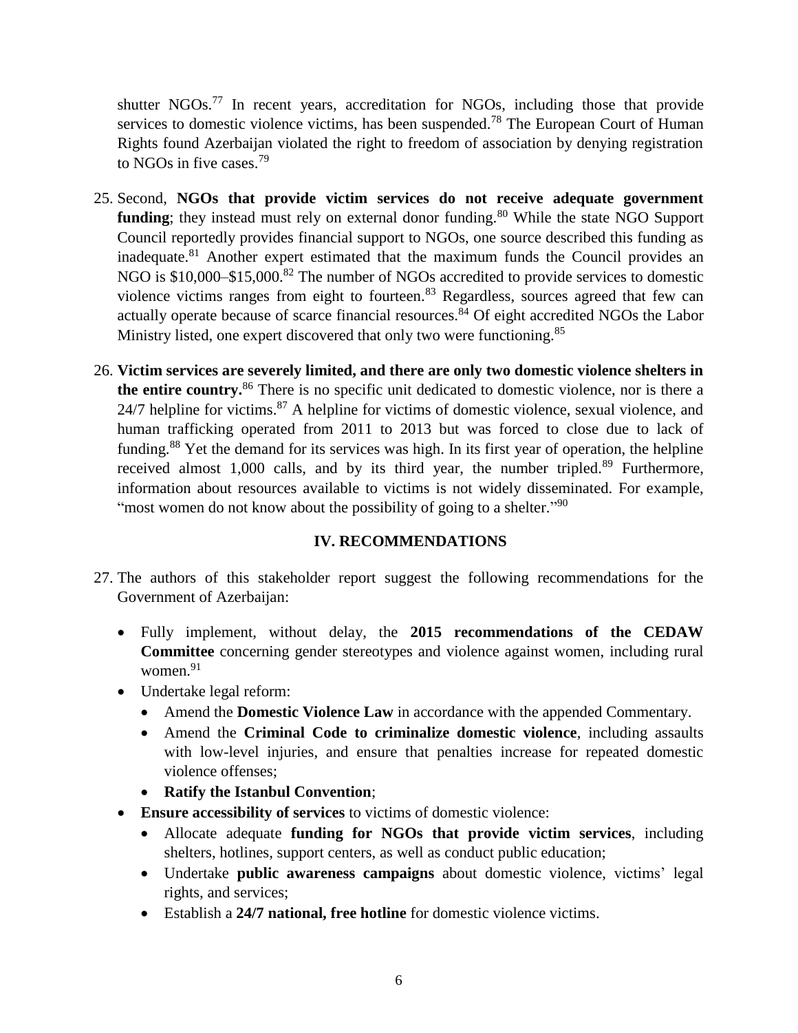shutter NGOs.[77] In recent years, accreditation for NGOs, including those that provide services to domestic violence victims, has been suspended.[78] The European Court of Human Rights found Azerbaijan violated the right to freedom of association by denying registration to NGOs in five cases.[79]

25. Second, **NGOs that provide victim services do not receive adequate government funding**; they instead must rely on external donor funding.[80] While the state NGO Support Council reportedly provides financial support to NGOs, one source described this funding as inadequate.[81] Another expert estimated that the maximum funds the Council provides an NGO is $10,000–$15,000.[82] The number of NGOs accredited to provide services to domestic violence victims ranges from eight to fourteen.[83] Regardless, sources agreed that few can actually operate because of scarce financial resources.[84] Of eight accredited NGOs the Labor Ministry listed, one expert discovered that only two were functioning.[85]

26. **Victim services are severely limited, and there are only two domestic violence shelters in the entire country.**[86] There is no specific unit dedicated to domestic violence, nor is there a 24/7 helpline for victims.[87] A helpline for victims of domestic violence, sexual violence, and human trafficking operated from 2011 to 2013 but was forced to close due to lack of funding.[88] Yet the demand for its services was high. In its first year of operation, the helpline received almost 1,000 calls, and by its third year, the number tripled.[89] Furthermore, information about resources available to victims is not widely disseminated. For example, "most women do not know about the possibility of going to a shelter."[90]

## IV. RECOMMENDATIONS

27. The authors of this stakeholder report suggest the following recommendations for the Government of Azerbaijan:

- Fully implement, without delay, the **2015 recommendations of the CEDAW Committee** concerning gender stereotypes and violence against women, including rural women.[91]
- Undertake legal reform:
  - Amend the **Domestic Violence Law** in accordance with the appended Commentary.
  - Amend the **Criminal Code to criminalize domestic violence**, including assaults with low-level injuries, and ensure that penalties increase for repeated domestic violence offenses;
  - **Ratify the Istanbul Convention**;
- **Ensure accessibility of services** to victims of domestic violence:
  - Allocate adequate **funding for NGOs that provide victim services**, including shelters, hotlines, support centers, as well as conduct public education;
  - Undertake **public awareness campaigns** about domestic violence, victims' legal rights, and services;
  - Establish a **24/7 national, free hotline** for domestic violence victims.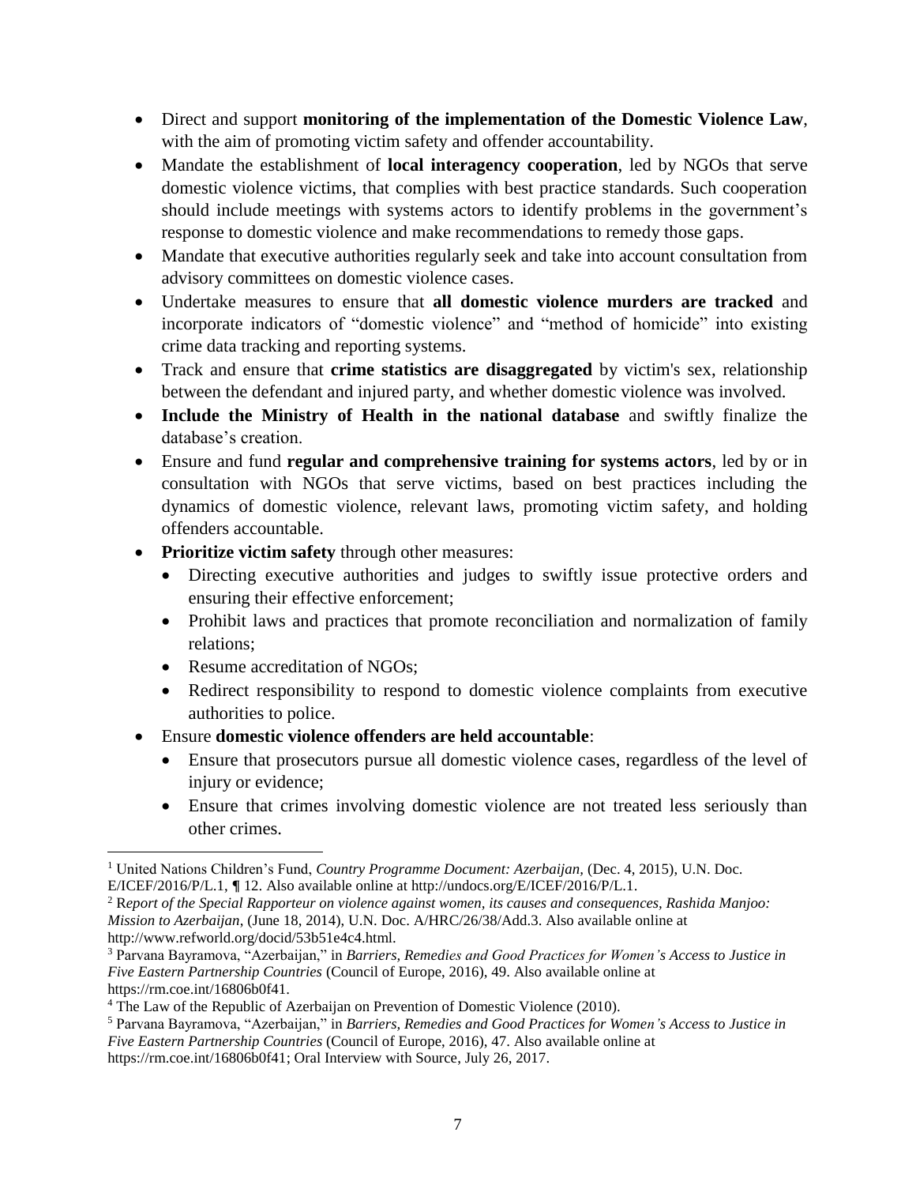- Direct and support **monitoring of the implementation of the Domestic Violence Law**, with the aim of promoting victim safety and offender accountability.
- Mandate the establishment of **local interagency cooperation**, led by NGOs that serve domestic violence victims, that complies with best practice standards. Such cooperation should include meetings with systems actors to identify problems in the government's response to domestic violence and make recommendations to remedy those gaps.
- Mandate that executive authorities regularly seek and take into account consultation from advisory committees on domestic violence cases.
- Undertake measures to ensure that **all domestic violence murders are tracked** and incorporate indicators of "domestic violence" and "method of homicide" into existing crime data tracking and reporting systems.
- Track and ensure that **crime statistics are disaggregated** by victim's sex, relationship between the defendant and injured party, and whether domestic violence was involved.
- **Include the Ministry of Health in the national database** and swiftly finalize the database's creation.
- Ensure and fund **regular and comprehensive training for systems actors**, led by or in consultation with NGOs that serve victims, based on best practices including the dynamics of domestic violence, relevant laws, promoting victim safety, and holding offenders accountable.
- **Prioritize victim safety** through other measures:
  - Directing executive authorities and judges to swiftly issue protective orders and ensuring their effective enforcement;
  - Prohibit laws and practices that promote reconciliation and normalization of family relations;
  - Resume accreditation of NGOs;
  - Redirect responsibility to respond to domestic violence complaints from executive authorities to police.
- Ensure **domestic violence offenders are held accountable**:
  - Ensure that prosecutors pursue all domestic violence cases, regardless of the level of injury or evidence;
  - Ensure that crimes involving domestic violence are not treated less seriously than other crimes.

---

[1] United Nations Children's Fund, *Country Programme Document: Azerbaijan,* (Dec. 4, 2015), U.N. Doc. E/ICEF/2016/P/L.1, ¶ 12. Also available online at http://undocs.org/E/ICEF/2016/P/L.1.

[2] R*eport of the Special Rapporteur on violence against women, its causes and consequences, Rashida Manjoo: Mission to Azerbaijan*, (June 18, 2014), U.N. Doc. A/HRC/26/38/Add.3. Also available online at http://www.refworld.org/docid/53b51e4c4.html.

[3] Parvana Bayramova, "Azerbaijan," in *Barriers, Remedies and Good Practices for Women's Access to Justice in Five Eastern Partnership Countries* (Council of Europe, 2016), 49. Also available online at https://rm.coe.int/16806b0f41.

[4] The Law of the Republic of Azerbaijan on Prevention of Domestic Violence (2010).

[5] Parvana Bayramova, "Azerbaijan," in *Barriers, Remedies and Good Practices for Women's Access to Justice in Five Eastern Partnership Countries* (Council of Europe, 2016), 47. Also available online at https://rm.coe.int/16806b0f41; Oral Interview with Source, July 26, 2017.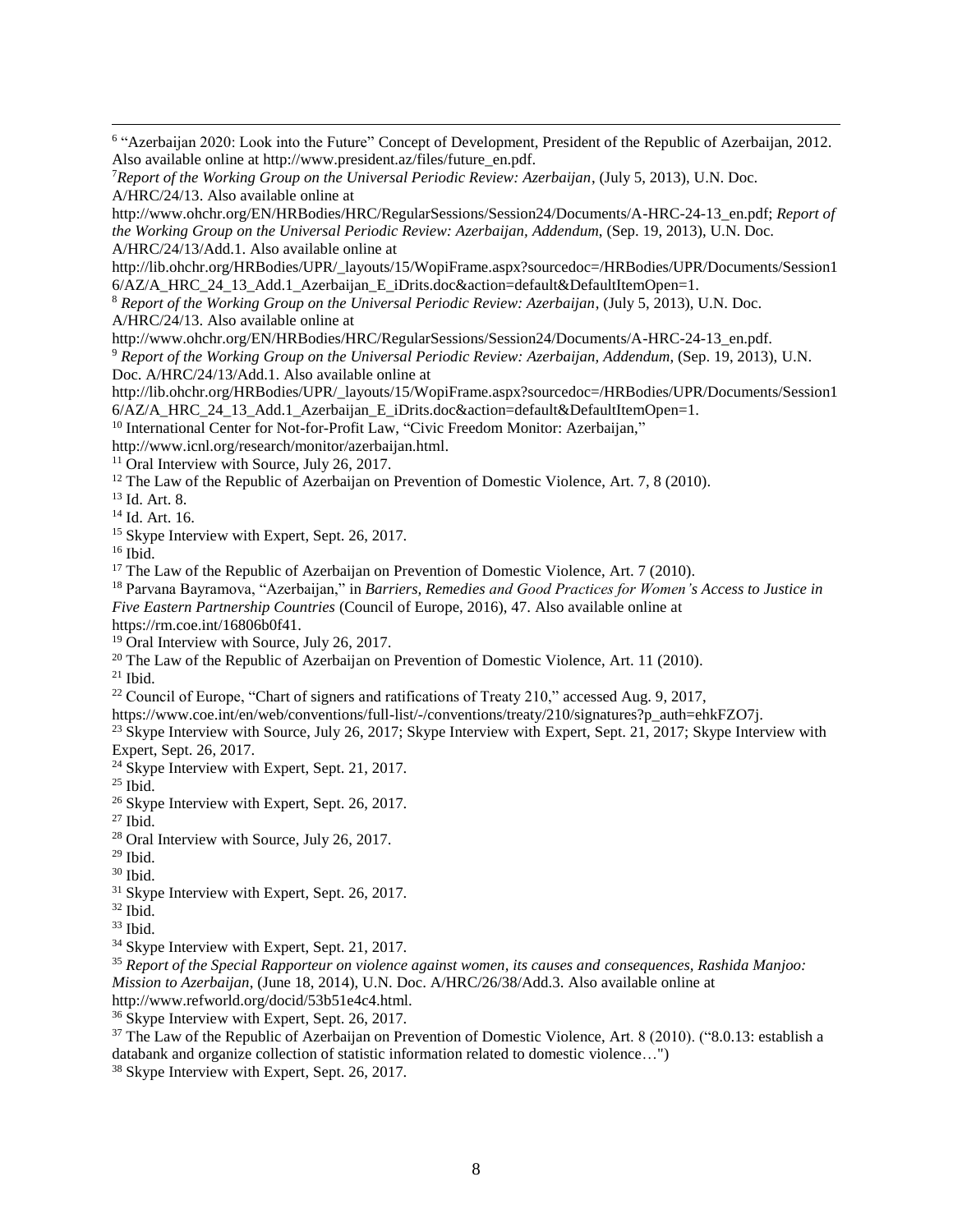[6] "Azerbaijan 2020: Look into the Future" Concept of Development, President of the Republic of Azerbaijan, 2012. Also available online at http://www.president.az/files/future_en.pdf.

[7] *Report of the Working Group on the Universal Periodic Review: Azerbaijan*, (July 5, 2013), U.N. Doc. A/HRC/24/13. Also available online at http://www.ohchr.org/EN/HRBodies/HRC/RegularSessions/Session24/Documents/A-HRC-24-13_en.pdf; *Report of the Working Group on the Universal Periodic Review: Azerbaijan, Addendum*, (Sep. 19, 2013), U.N. Doc. A/HRC/24/13/Add.1. Also available online at http://lib.ohchr.org/HRBodies/UPR/_layouts/15/WopiFrame.aspx?sourcedoc=/HRBodies/UPR/Documents/Session16/AZ/A_HRC_24_13_Add.1_Azerbaijan_E_iDrits.doc&action=default&DefaultItemOpen=1.

[8] *Report of the Working Group on the Universal Periodic Review: Azerbaijan*, (July 5, 2013), U.N. Doc. A/HRC/24/13. Also available online at http://www.ohchr.org/EN/HRBodies/HRC/RegularSessions/Session24/Documents/A-HRC-24-13_en.pdf.

[9] *Report of the Working Group on the Universal Periodic Review: Azerbaijan, Addendum*, (Sep. 19, 2013), U.N. Doc. A/HRC/24/13/Add.1. Also available online at http://lib.ohchr.org/HRBodies/UPR/_layouts/15/WopiFrame.aspx?sourcedoc=/HRBodies/UPR/Documents/Session16/AZ/A_HRC_24_13_Add.1_Azerbaijan_E_iDrits.doc&action=default&DefaultItemOpen=1.

[10] International Center for Not-for-Profit Law, "Civic Freedom Monitor: Azerbaijan," http://www.icnl.org/research/monitor/azerbaijan.html.

[11] Oral Interview with Source, July 26, 2017.

[12] The Law of the Republic of Azerbaijan on Prevention of Domestic Violence, Art. 7, 8 (2010).

[13] Id. Art. 8.

[14] Id. Art. 16.

[15] Skype Interview with Expert, Sept. 26, 2017.

[16] Ibid.

[17] The Law of the Republic of Azerbaijan on Prevention of Domestic Violence, Art. 7 (2010).

[18] Parvana Bayramova, "Azerbaijan," in *Barriers, Remedies and Good Practices for Women's Access to Justice in Five Eastern Partnership Countries* (Council of Europe, 2016), 47. Also available online at https://rm.coe.int/16806b0f41.

[19] Oral Interview with Source, July 26, 2017.

[20] The Law of the Republic of Azerbaijan on Prevention of Domestic Violence, Art. 11 (2010).

[21] Ibid.

[22] Council of Europe, "Chart of signers and ratifications of Treaty 210," accessed Aug. 9, 2017, https://www.coe.int/en/web/conventions/full-list/-/conventions/treaty/210/signatures?p_auth=ehkFZO7j.

[23] Skype Interview with Source, July 26, 2017; Skype Interview with Expert, Sept. 21, 2017; Skype Interview with Expert, Sept. 26, 2017.

[24] Skype Interview with Expert, Sept. 21, 2017.

[25] Ibid.

[26] Skype Interview with Expert, Sept. 26, 2017.

[27] Ibid.

[28] Oral Interview with Source, July 26, 2017.

[29] Ibid.

[30] Ibid.

[31] Skype Interview with Expert, Sept. 26, 2017.

[32] Ibid.

[33] Ibid.

[34] Skype Interview with Expert, Sept. 21, 2017.

[35] *Report of the Special Rapporteur on violence against women, its causes and consequences, Rashida Manjoo: Mission to Azerbaijan*, (June 18, 2014), U.N. Doc. A/HRC/26/38/Add.3. Also available online at http://www.refworld.org/docid/53b51e4c4.html.

[36] Skype Interview with Expert, Sept. 26, 2017.

[37] The Law of the Republic of Azerbaijan on Prevention of Domestic Violence, Art. 8 (2010). ("8.0.13: establish a databank and organize collection of statistic information related to domestic violence…")

[38] Skype Interview with Expert, Sept. 26, 2017.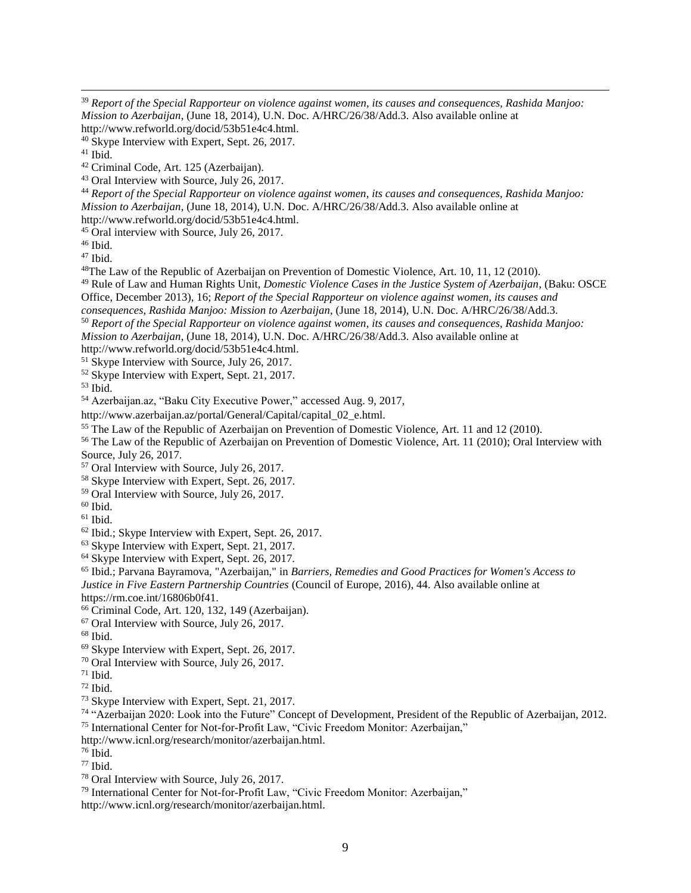[39] *Report of the Special Rapporteur on violence against women, its causes and consequences, Rashida Manjoo: Mission to Azerbaijan*, (June 18, 2014), U.N. Doc. A/HRC/26/38/Add.3. Also available online at http://www.refworld.org/docid/53b51e4c4.html.

[40] Skype Interview with Expert, Sept. 26, 2017.

[41] Ibid.

[42] Criminal Code, Art. 125 (Azerbaijan).

[43] Oral Interview with Source, July 26, 2017.

[44] *Report of the Special Rapporteur on violence against women, its causes and consequences, Rashida Manjoo: Mission to Azerbaijan*, (June 18, 2014), U.N. Doc. A/HRC/26/38/Add.3. Also available online at http://www.refworld.org/docid/53b51e4c4.html.

[45] Oral interview with Source, July 26, 2017.

[46] Ibid.

[47] Ibid.

[48]The Law of the Republic of Azerbaijan on Prevention of Domestic Violence, Art. 10, 11, 12 (2010).

[49] Rule of Law and Human Rights Unit, *Domestic Violence Cases in the Justice System of Azerbaijan*, (Baku: OSCE Office, December 2013), 16; *Report of the Special Rapporteur on violence against women, its causes and consequences, Rashida Manjoo: Mission to Azerbaijan*, (June 18, 2014), U.N. Doc. A/HRC/26/38/Add.3.

[50] *Report of the Special Rapporteur on violence against women, its causes and consequences, Rashida Manjoo: Mission to Azerbaijan*, (June 18, 2014), U.N. Doc. A/HRC/26/38/Add.3. Also available online at http://www.refworld.org/docid/53b51e4c4.html.

[51] Skype Interview with Source, July 26, 2017.

[52] Skype Interview with Expert, Sept. 21, 2017.

[53] Ibid.

[54] Azerbaijan.az, "Baku City Executive Power," accessed Aug. 9, 2017, http://www.azerbaijan.az/portal/General/Capital/capital_02_e.html.

[55] The Law of the Republic of Azerbaijan on Prevention of Domestic Violence, Art. 11 and 12 (2010).

[56] The Law of the Republic of Azerbaijan on Prevention of Domestic Violence, Art. 11 (2010); Oral Interview with Source, July 26, 2017.

[57] Oral Interview with Source, July 26, 2017.

[58] Skype Interview with Expert, Sept. 26, 2017.

[59] Oral Interview with Source, July 26, 2017.

[60] Ibid.

[61] Ibid.

[62] Ibid.; Skype Interview with Expert, Sept. 26, 2017.

[63] Skype Interview with Expert, Sept. 21, 2017.

[64] Skype Interview with Expert, Sept. 26, 2017.

[65] Ibid.; Parvana Bayramova, "Azerbaijan," in *Barriers, Remedies and Good Practices for Women's Access to Justice in Five Eastern Partnership Countries* (Council of Europe, 2016), 44. Also available online at https://rm.coe.int/16806b0f41.

[66] Criminal Code, Art. 120, 132, 149 (Azerbaijan).

[67] Oral Interview with Source, July 26, 2017.

[68] Ibid.

[69] Skype Interview with Expert, Sept. 26, 2017.

[70] Oral Interview with Source, July 26, 2017.

[71] Ibid.

[72] Ibid.

[73] Skype Interview with Expert, Sept. 21, 2017.

[74] "Azerbaijan 2020: Look into the Future" Concept of Development, President of the Republic of Azerbaijan, 2012.

[75] International Center for Not-for-Profit Law, "Civic Freedom Monitor: Azerbaijan," http://www.icnl.org/research/monitor/azerbaijan.html.

[76] Ibid.

[77] Ibid.

[78] Oral Interview with Source, July 26, 2017.

[79] International Center for Not-for-Profit Law, "Civic Freedom Monitor: Azerbaijan," http://www.icnl.org/research/monitor/azerbaijan.html.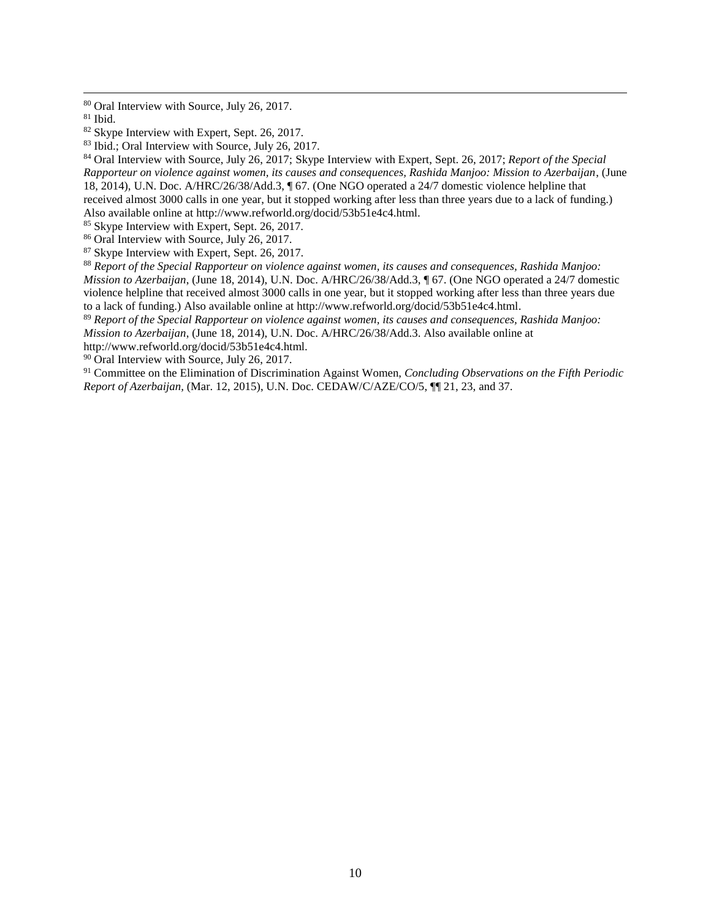[80] Oral Interview with Source, July 26, 2017.

[81] Ibid.

[82] Skype Interview with Expert, Sept. 26, 2017.

[83] Ibid.; Oral Interview with Source, July 26, 2017.

[84] Oral Interview with Source, July 26, 2017; Skype Interview with Expert, Sept. 26, 2017; *Report of the Special Rapporteur on violence against women, its causes and consequences, Rashida Manjoo: Mission to Azerbaijan*, (June 18, 2014), U.N. Doc. A/HRC/26/38/Add.3, ¶ 67. (One NGO operated a 24/7 domestic violence helpline that received almost 3000 calls in one year, but it stopped working after less than three years due to a lack of funding.) Also available online at http://www.refworld.org/docid/53b51e4c4.html.

[85] Skype Interview with Expert, Sept. 26, 2017.

[86] Oral Interview with Source, July 26, 2017.

[87] Skype Interview with Expert, Sept. 26, 2017.

[88] *Report of the Special Rapporteur on violence against women, its causes and consequences, Rashida Manjoo: Mission to Azerbaijan*, (June 18, 2014), U.N. Doc. A/HRC/26/38/Add.3, ¶ 67. (One NGO operated a 24/7 domestic violence helpline that received almost 3000 calls in one year, but it stopped working after less than three years due to a lack of funding.) Also available online at http://www.refworld.org/docid/53b51e4c4.html.

[89] *Report of the Special Rapporteur on violence against women, its causes and consequences, Rashida Manjoo: Mission to Azerbaijan*, (June 18, 2014), U.N. Doc. A/HRC/26/38/Add.3. Also available online at http://www.refworld.org/docid/53b51e4c4.html.

[90] Oral Interview with Source, July 26, 2017.

[91] Committee on the Elimination of Discrimination Against Women, *Concluding Observations on the Fifth Periodic Report of Azerbaijan*, (Mar. 12, 2015), U.N. Doc. CEDAW/C/AZE/CO/5, ¶¶ 21, 23, and 37.